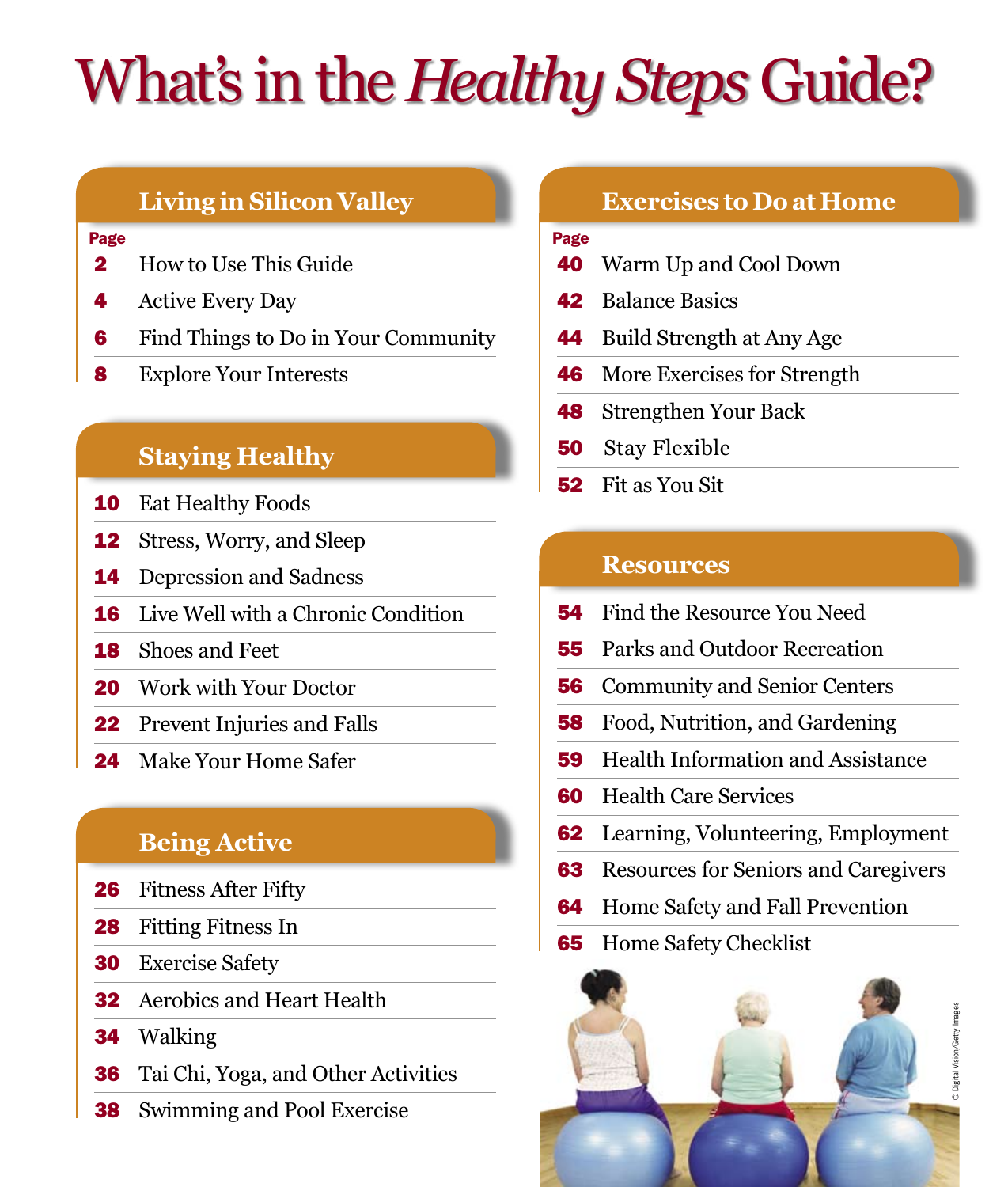# What's in the *Healthy Steps* Guide?

## Living in Silicon Valley

| Page | |
|---|---|
| 2 | How to Use This Guide |
| 4 | Active Every Day |
| 6 | Find Things to Do in Your Community |
| 8 | Explore Your Interests |

## Staying Healthy

| Page | |
|---|---|
| 10 | Eat Healthy Foods |
| 12 | Stress, Worry, and Sleep |
| 14 | Depression and Sadness |
| 16 | Live Well with a Chronic Condition |
| 18 | Shoes and Feet |
| 20 | Work with Your Doctor |
| 22 | Prevent Injuries and Falls |
| 24 | Make Your Home Safer |

## Being Active

| Page | |
|---|---|
| 26 | Fitness After Fifty |
| 28 | Fitting Fitness In |
| 30 | Exercise Safety |
| 32 | Aerobics and Heart Health |
| 34 | Walking |
| 36 | Tai Chi, Yoga, and Other Activities |
| 38 | Swimming and Pool Exercise |

## Exercises to Do at Home

| Page | |
|---|---|
| 40 | Warm Up and Cool Down |
| 42 | Balance Basics |
| 44 | Build Strength at Any Age |
| 46 | More Exercises for Strength |
| 48 | Strengthen Your Back |
| 50 | Stay Flexible |
| 52 | Fit as You Sit |

## Resources

| Page | |
|---|---|
| 54 | Find the Resource You Need |
| 55 | Parks and Outdoor Recreation |
| 56 | Community and Senior Centers |
| 58 | Food, Nutrition, and Gardening |
| 59 | Health Information and Assistance |
| 60 | Health Care Services |
| 62 | Learning, Volunteering, Employment |
| 63 | Resources for Seniors and Caregivers |
| 64 | Home Safety and Fall Prevention |
| 65 | Home Safety Checklist |

© Digital Vision/Getty Images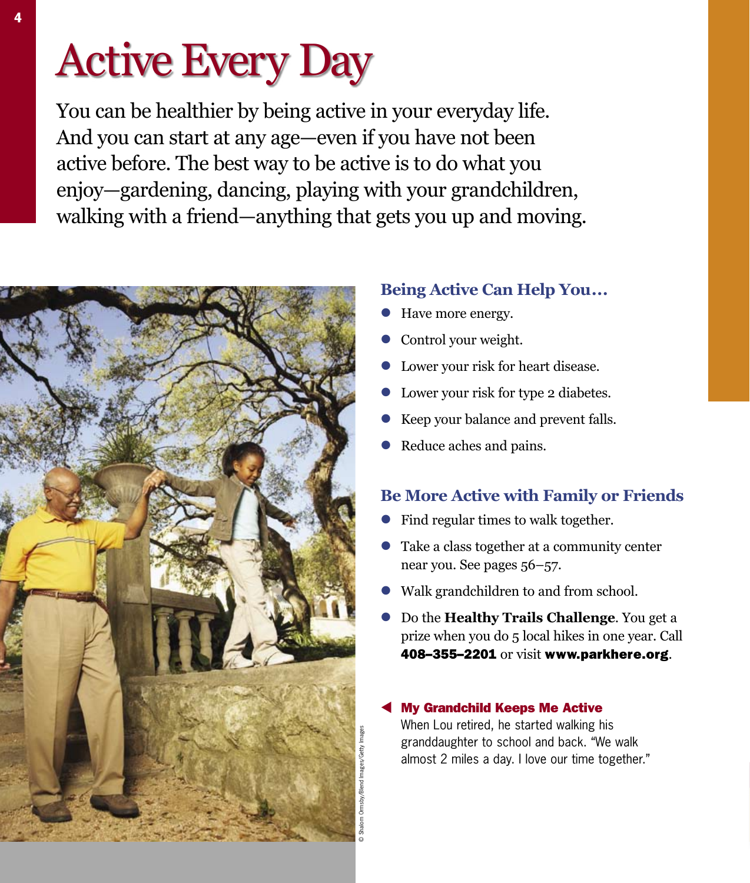# Active Every Day

You can be healthier by being active in your everyday life. And you can start at any age—even if you have not been active before. The best way to be active is to do what you enjoy—gardening, dancing, playing with your grandchildren, walking with a friend—anything that gets you up and moving.

## Being Active Can Help You…

- Have more energy.
- Control your weight.
- Lower your risk for heart disease.
- Lower your risk for type 2 diabetes.
- Keep your balance and prevent falls.
- Reduce aches and pains.

## Be More Active with Family or Friends

- Find regular times to walk together.
- Take a class together at a community center near you. See pages 56–57.
- Walk grandchildren to and from school.
- Do the **Healthy Trails Challenge**. You get a prize when you do 5 local hikes in one year. Call **408–355–2201** or visit **www.parkhere.org**.

**My Grandchild Keeps Me Active**

When Lou retired, he started walking his granddaughter to school and back. "We walk almost 2 miles a day. I love our time together."

© Shalom Ormsby/Blend Images/Getty Images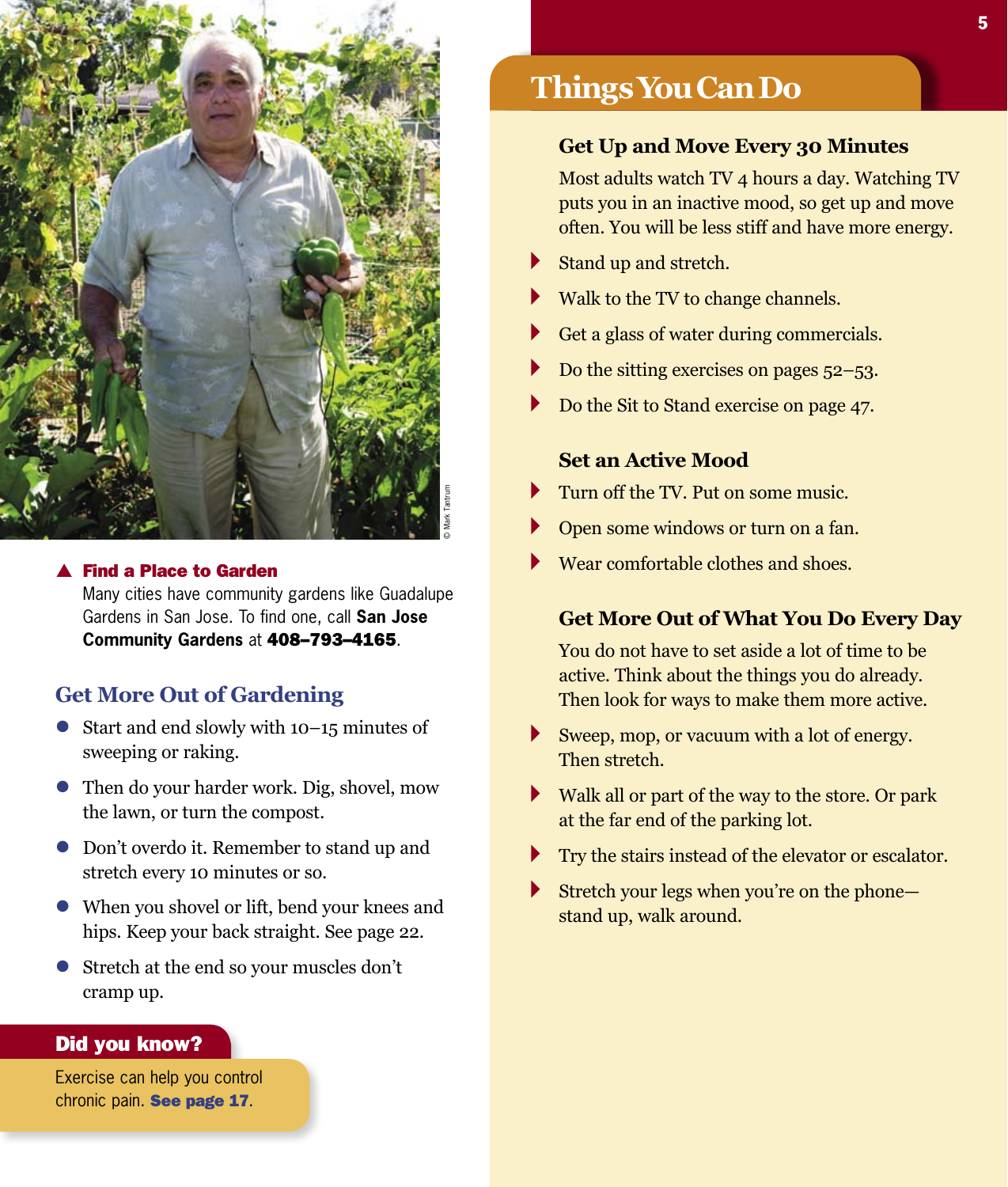▲ **Find a Place to Garden**
Many cities have community gardens like Guadalupe Gardens in San Jose. To find one, call **San Jose Community Gardens** at **408–793–4165**.

© Mark Tantrum

## Get More Out of Gardening

- Start and end slowly with 10–15 minutes of sweeping or raking.
- Then do your harder work. Dig, shovel, mow the lawn, or turn the compost.
- Don't overdo it. Remember to stand up and stretch every 10 minutes or so.
- When you shovel or lift, bend your knees and hips. Keep your back straight. See page 22.
- Stretch at the end so your muscles don't cramp up.

**Did you know?**

Exercise can help you control chronic pain. **See page 17**.

# Things You Can Do

### Get Up and Move Every 30 Minutes

Most adults watch TV 4 hours a day. Watching TV puts you in an inactive mood, so get up and move often. You will be less stiff and have more energy.

- Stand up and stretch.
- Walk to the TV to change channels.
- Get a glass of water during commercials.
- Do the sitting exercises on pages 52–53.
- Do the Sit to Stand exercise on page 47.

### Set an Active Mood

- Turn off the TV. Put on some music.
- Open some windows or turn on a fan.
- Wear comfortable clothes and shoes.

### Get More Out of What You Do Every Day

You do not have to set aside a lot of time to be active. Think about the things you do already. Then look for ways to make them more active.

- Sweep, mop, or vacuum with a lot of energy. Then stretch.
- Walk all or part of the way to the store. Or park at the far end of the parking lot.
- Try the stairs instead of the elevator or escalator.
- Stretch your legs when you're on the phone—stand up, walk around.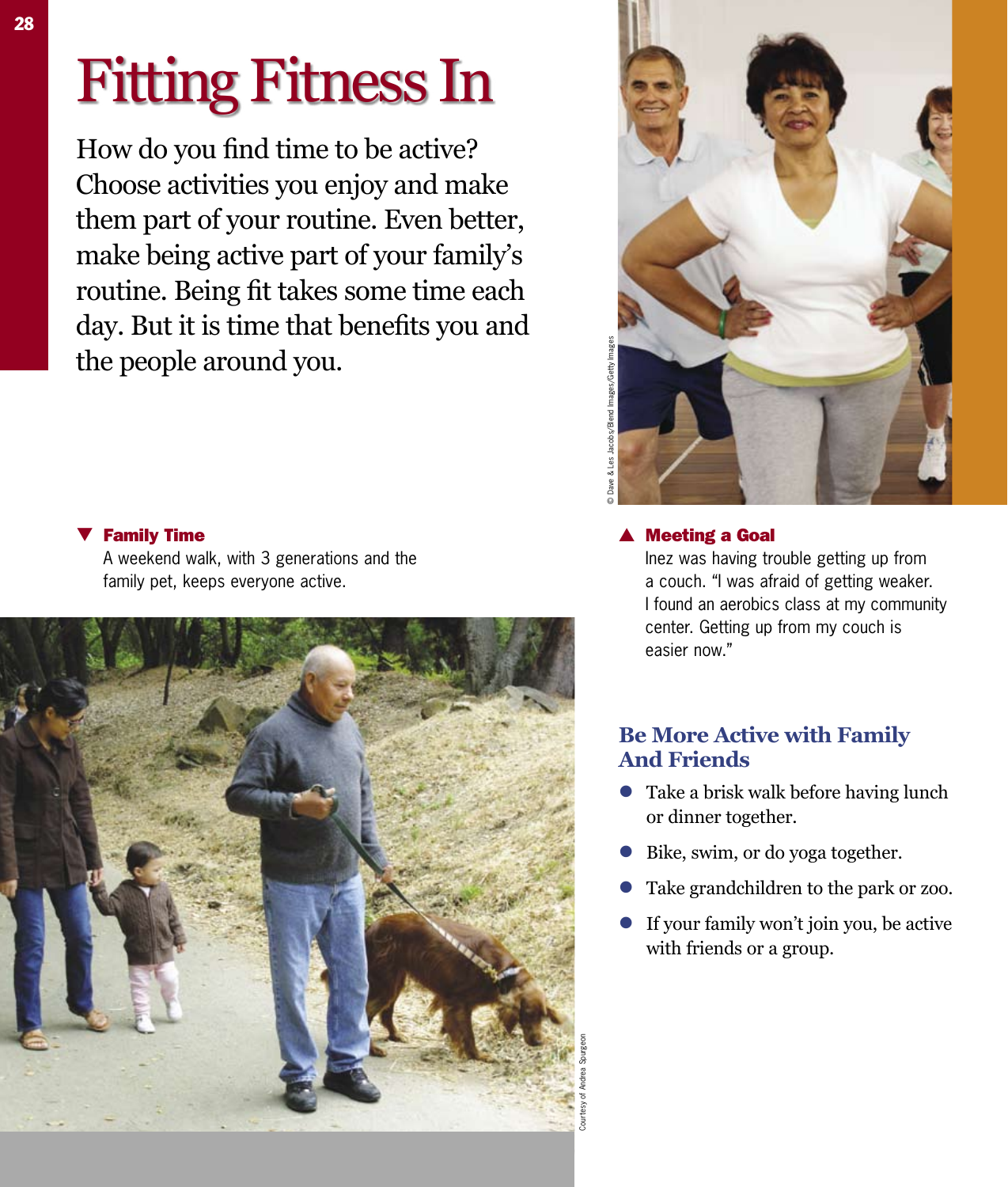# Fitting Fitness In

How do you find time to be active? Choose activities you enjoy and make them part of your routine. Even better, make being active part of your family's routine. Being fit takes some time each day. But it is time that benefits you and the people around you.

▼ **Family Time**
A weekend walk, with 3 generations and the family pet, keeps everyone active.

▲ **Meeting a Goal**
Inez was having trouble getting up from a couch. "I was afraid of getting weaker. I found an aerobics class at my community center. Getting up from my couch is easier now."

## Be More Active with Family And Friends

- Take a brisk walk before having lunch or dinner together.
- Bike, swim, or do yoga together.
- Take grandchildren to the park or zoo.
- If your family won't join you, be active with friends or a group.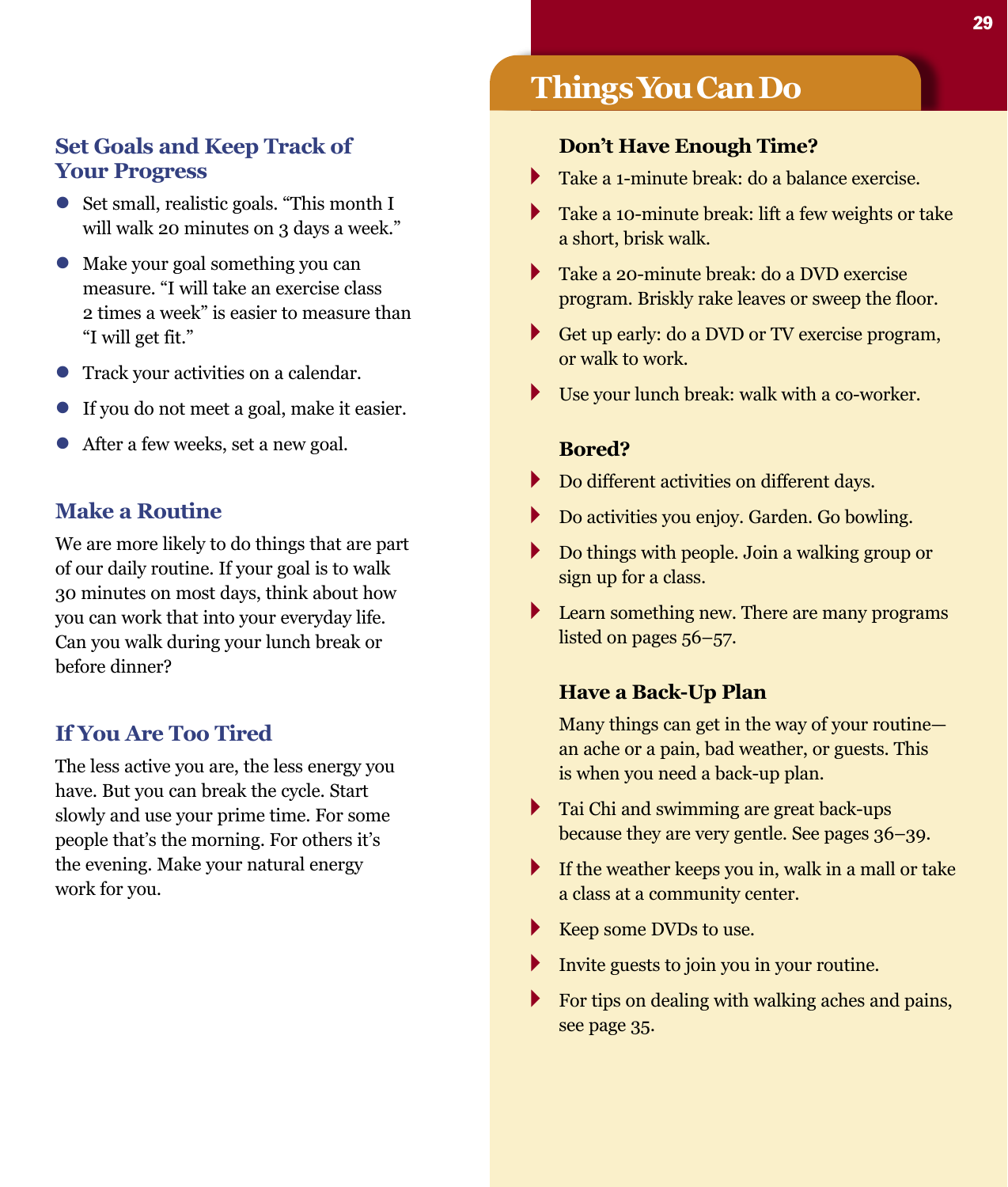## Set Goals and Keep Track of Your Progress

- Set small, realistic goals. "This month I will walk 20 minutes on 3 days a week."
- Make your goal something you can measure. "I will take an exercise class 2 times a week" is easier to measure than "I will get fit."
- Track your activities on a calendar.
- If you do not meet a goal, make it easier.
- After a few weeks, set a new goal.

## Make a Routine

We are more likely to do things that are part of our daily routine. If your goal is to walk 30 minutes on most days, think about how you can work that into your everyday life. Can you walk during your lunch break or before dinner?

## If You Are Too Tired

The less active you are, the less energy you have. But you can break the cycle. Start slowly and use your prime time. For some people that's the morning. For others it's the evening. Make your natural energy work for you.

## Things You Can Do

### Don't Have Enough Time?

- Take a 1-minute break: do a balance exercise.
- Take a 10-minute break: lift a few weights or take a short, brisk walk.
- Take a 20-minute break: do a DVD exercise program. Briskly rake leaves or sweep the floor.
- Get up early: do a DVD or TV exercise program, or walk to work.
- Use your lunch break: walk with a co-worker.

### Bored?

- Do different activities on different days.
- Do activities you enjoy. Garden. Go bowling.
- Do things with people. Join a walking group or sign up for a class.
- Learn something new. There are many programs listed on pages 56–57.

### Have a Back-Up Plan

Many things can get in the way of your routine—an ache or a pain, bad weather, or guests. This is when you need a back-up plan.

- Tai Chi and swimming are great back-ups because they are very gentle. See pages 36–39.
- If the weather keeps you in, walk in a mall or take a class at a community center.
- Keep some DVDs to use.
- Invite guests to join you in your routine.
- For tips on dealing with walking aches and pains, see page 35.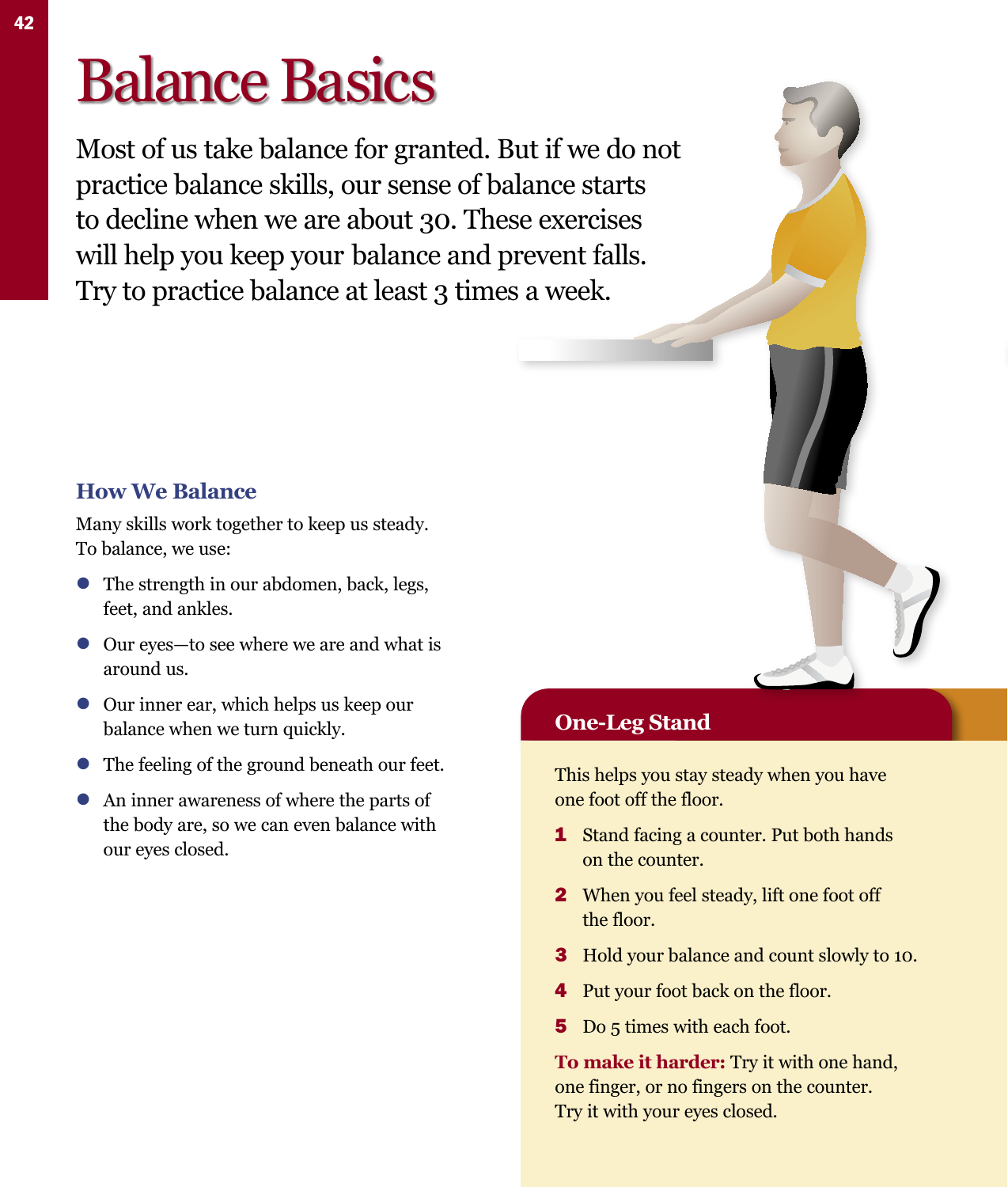# Balance Basics

Most of us take balance for granted. But if we do not practice balance skills, our sense of balance starts to decline when we are about 30. These exercises will help you keep your balance and prevent falls. Try to practice balance at least 3 times a week.

## How We Balance

Many skills work together to keep us steady. To balance, we use:

- The strength in our abdomen, back, legs, feet, and ankles.
- Our eyes—to see where we are and what is around us.
- Our inner ear, which helps us keep our balance when we turn quickly.
- The feeling of the ground beneath our feet.
- An inner awareness of where the parts of the body are, so we can even balance with our eyes closed.

## One-Leg Stand

This helps you stay steady when you have one foot off the floor.

1. Stand facing a counter. Put both hands on the counter.
2. When you feel steady, lift one foot off the floor.
3. Hold your balance and count slowly to 10.
4. Put your foot back on the floor.
5. Do 5 times with each foot.

**To make it harder:** Try it with one hand, one finger, or no fingers on the counter. Try it with your eyes closed.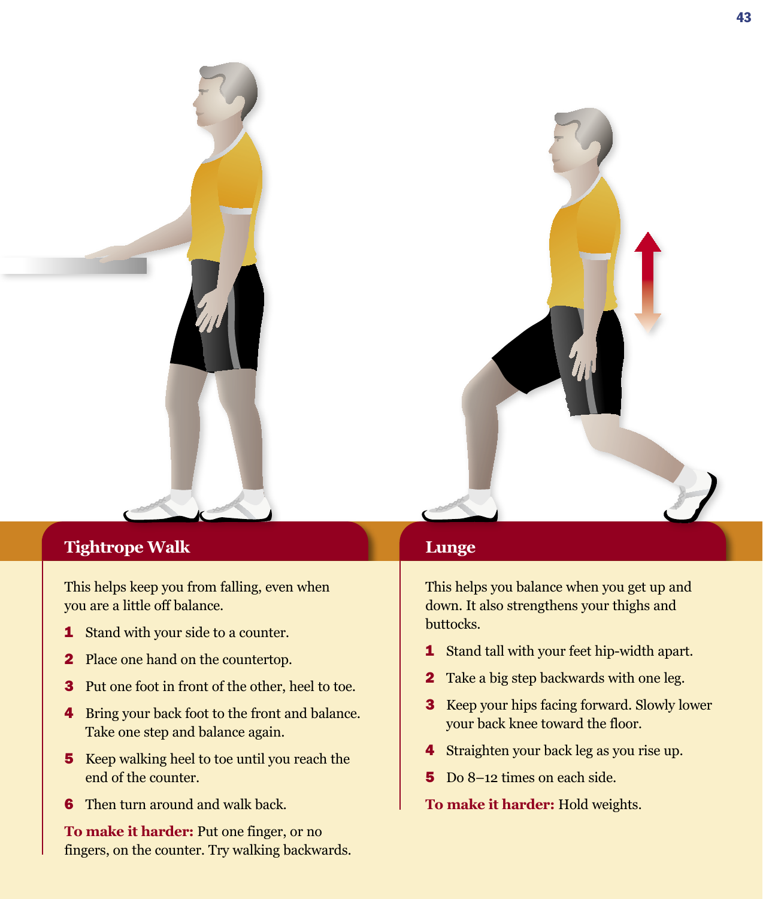## Tightrope Walk

This helps keep you from falling, even when you are a little off balance.

1. Stand with your side to a counter.
2. Place one hand on the countertop.
3. Put one foot in front of the other, heel to toe.
4. Bring your back foot to the front and balance. Take one step and balance again.
5. Keep walking heel to toe until you reach the end of the counter.
6. Then turn around and walk back.

**To make it harder:** Put one finger, or no fingers, on the counter. Try walking backwards.

## Lunge

This helps you balance when you get up and down. It also strengthens your thighs and buttocks.

1. Stand tall with your feet hip-width apart.
2. Take a big step backwards with one leg.
3. Keep your hips facing forward. Slowly lower your back knee toward the floor.
4. Straighten your back leg as you rise up.
5. Do 8–12 times on each side.

**To make it harder:** Hold weights.